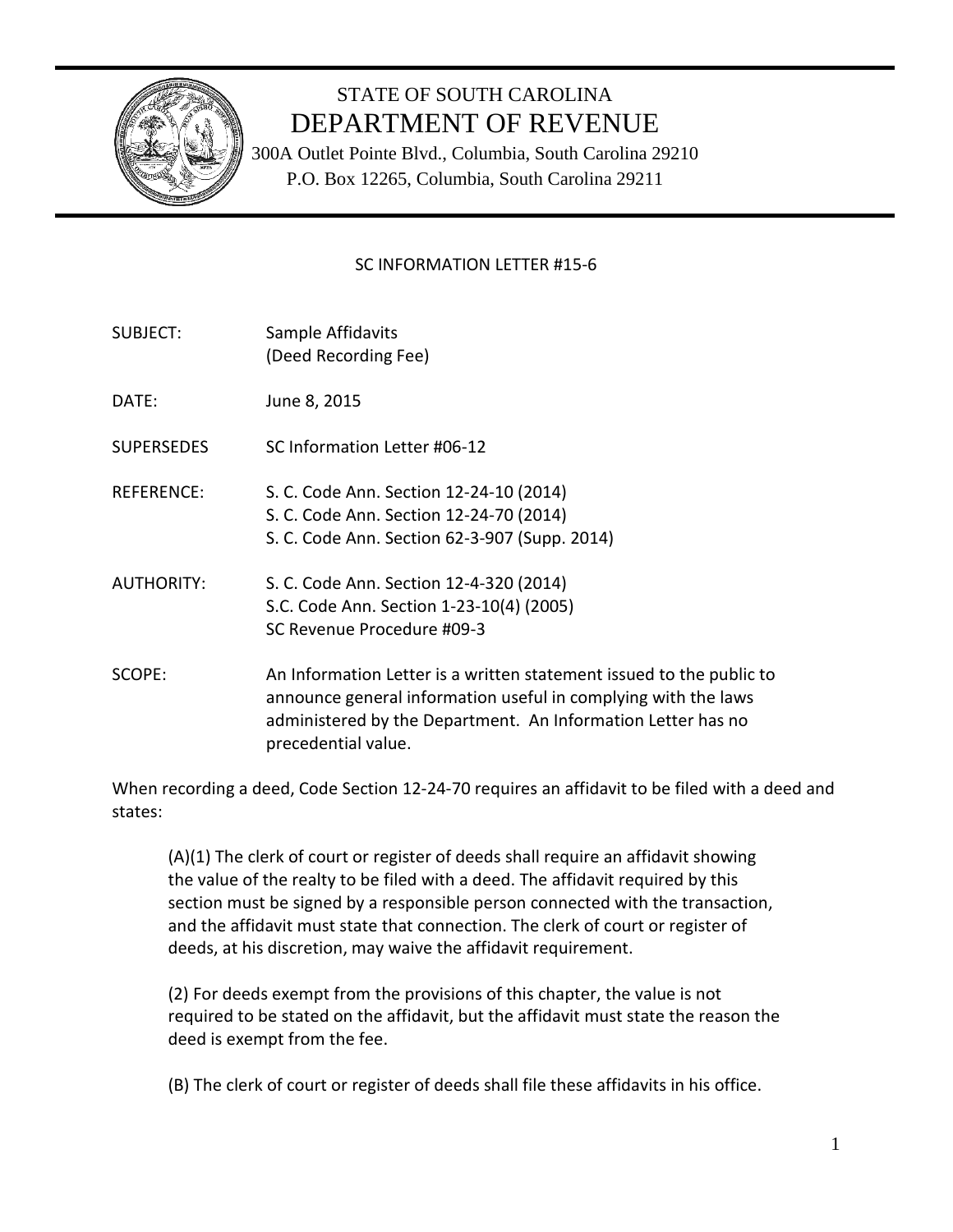# STATE OF SOUTH CAROLINA
# DEPARTMENT OF REVENUE

300A Outlet Pointe Blvd., Columbia, South Carolina 29210
P.O. Box 12265, Columbia, South Carolina 29211

## SC INFORMATION LETTER #15-6

SUBJECT: Sample Affidavits
(Deed Recording Fee)

DATE: June 8, 2015

SUPERSEDES SC Information Letter #06-12

REFERENCE: S. C. Code Ann. Section 12-24-10 (2014)
S. C. Code Ann. Section 12-24-70 (2014)
S. C. Code Ann. Section 62-3-907 (Supp. 2014)

AUTHORITY: S. C. Code Ann. Section 12-4-320 (2014)
S.C. Code Ann. Section 1-23-10(4) (2005)
SC Revenue Procedure #09-3

SCOPE: An Information Letter is a written statement issued to the public to announce general information useful in complying with the laws administered by the Department. An Information Letter has no precedential value.

When recording a deed, Code Section 12-24-70 requires an affidavit to be filed with a deed and states:

> (A)(1) The clerk of court or register of deeds shall require an affidavit showing the value of the realty to be filed with a deed. The affidavit required by this section must be signed by a responsible person connected with the transaction, and the affidavit must state that connection. The clerk of court or register of deeds, at his discretion, may waive the affidavit requirement.
>
> (2) For deeds exempt from the provisions of this chapter, the value is not required to be stated on the affidavit, but the affidavit must state the reason the deed is exempt from the fee.
>
> (B) The clerk of court or register of deeds shall file these affidavits in his office.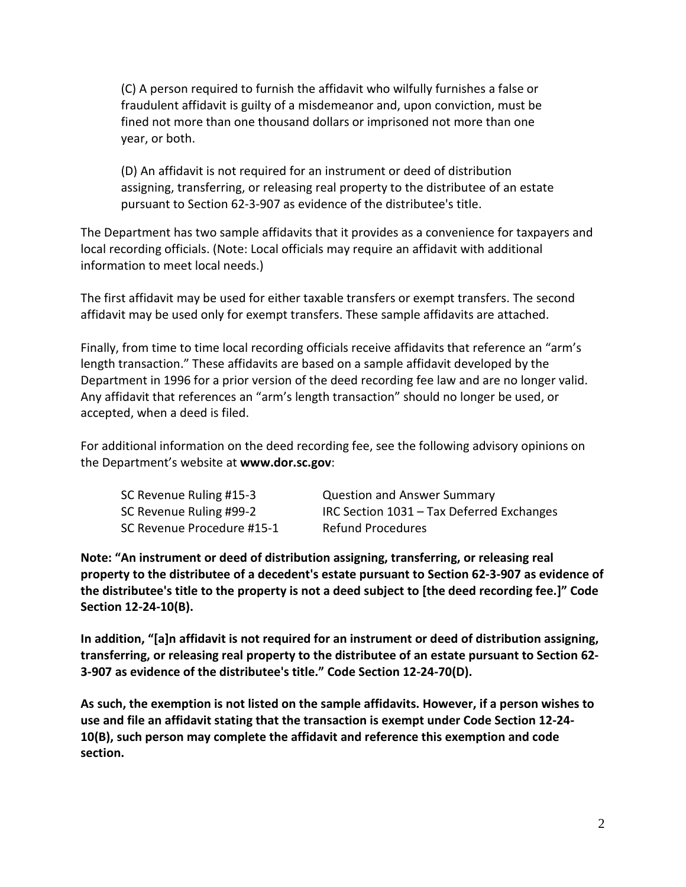(C) A person required to furnish the affidavit who wilfully furnishes a false or fraudulent affidavit is guilty of a misdemeanor and, upon conviction, must be fined not more than one thousand dollars or imprisoned not more than one year, or both.

(D) An affidavit is not required for an instrument or deed of distribution assigning, transferring, or releasing real property to the distributee of an estate pursuant to Section 62-3-907 as evidence of the distributee's title.

The Department has two sample affidavits that it provides as a convenience for taxpayers and local recording officials. (Note: Local officials may require an affidavit with additional information to meet local needs.)

The first affidavit may be used for either taxable transfers or exempt transfers. The second affidavit may be used only for exempt transfers. These sample affidavits are attached.

Finally, from time to time local recording officials receive affidavits that reference an "arm's length transaction." These affidavits are based on a sample affidavit developed by the Department in 1996 for a prior version of the deed recording fee law and are no longer valid. Any affidavit that references an "arm's length transaction" should no longer be used, or accepted, when a deed is filed.

For additional information on the deed recording fee, see the following advisory opinions on the Department's website at **www.dor.sc.gov**:

| | |
|---|---|
| SC Revenue Ruling #15-3 | Question and Answer Summary |
| SC Revenue Ruling #99-2 | IRC Section 1031 – Tax Deferred Exchanges |
| SC Revenue Procedure #15-1 | Refund Procedures |

**Note: "An instrument or deed of distribution assigning, transferring, or releasing real property to the distributee of a decedent's estate pursuant to Section 62-3-907 as evidence of the distributee's title to the property is not a deed subject to [the deed recording fee.]" Code Section 12-24-10(B).**

**In addition, "[a]n affidavit is not required for an instrument or deed of distribution assigning, transferring, or releasing real property to the distributee of an estate pursuant to Section 62-3-907 as evidence of the distributee's title." Code Section 12-24-70(D).**

**As such, the exemption is not listed on the sample affidavits. However, if a person wishes to use and file an affidavit stating that the transaction is exempt under Code Section 12-24-10(B), such person may complete the affidavit and reference this exemption and code section.**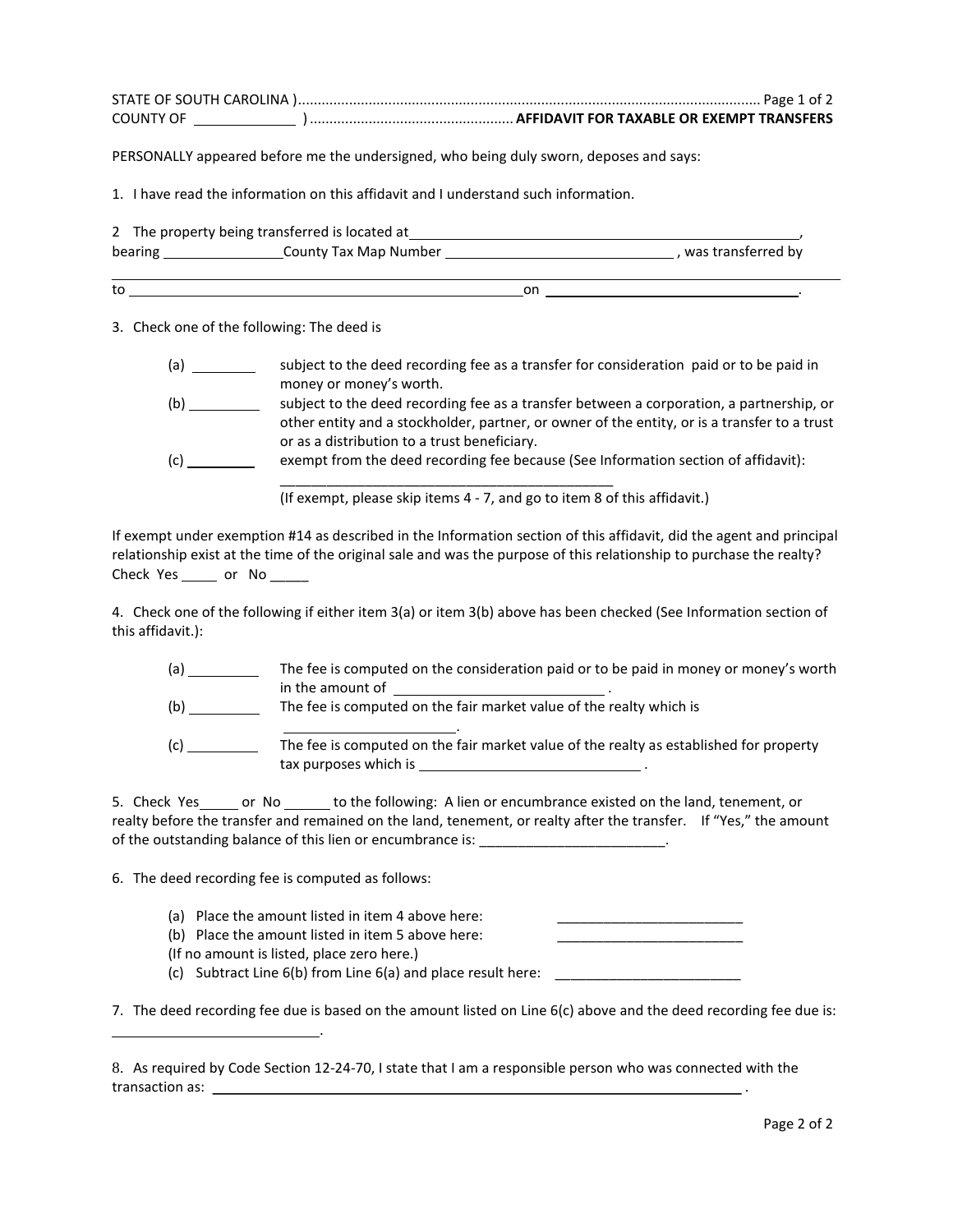STATE OF SOUTH CAROLINA )

COUNTY OF _____________ ) **AFFIDAVIT FOR TAXABLE OR EXEMPT TRANSFERS**

PERSONALLY appeared before me the undersigned, who being duly sworn, deposes and says:

1. I have read the information on this affidavit and I understand such information.

2 The property being transferred is located at ____________________________________________________, bearing ________________County Tax Map Number ______________________________ , was transferred by ______________________________________________________________________________

to ______________________________________________________on ___________________________________.

3. Check one of the following: The deed is

(a) ________ subject to the deed recording fee as a transfer for consideration paid or to be paid in money or money's worth.

(b) _________ subject to the deed recording fee as a transfer between a corporation, a partnership, or other entity and a stockholder, partner, or owner of the entity, or is a transfer to a trust or as a distribution to a trust beneficiary.

(c) _________ exempt from the deed recording fee because (See Information section of affidavit): _____________________________________________

(If exempt, please skip items 4 - 7, and go to item 8 of this affidavit.)

If exempt under exemption #14 as described in the Information section of this affidavit, did the agent and principal relationship exist at the time of the original sale and was the purpose of this relationship to purchase the realty? Check Yes _____ or No _____

4. Check one of the following if either item 3(a) or item 3(b) above has been checked (See Information section of this affidavit.):

(a) _________ The fee is computed on the consideration paid or to be paid in money or money's worth in the amount of ___________________________ .

(b) _________ The fee is computed on the fair market value of the realty which is ______________________.

(c) _________ The fee is computed on the fair market value of the realty as established for property tax purposes which is ____________________________ .

5. Check Yes_____ or No ______ to the following: A lien or encumbrance existed on the land, tenement, or realty before the transfer and remained on the land, tenement, or realty after the transfer. If "Yes," the amount of the outstanding balance of this lien or encumbrance is: ________________________.

6. The deed recording fee is computed as follows:

(a) Place the amount listed in item 4 above here: ________________________

(b) Place the amount listed in item 5 above here: ________________________

(If no amount is listed, place zero here.)

(c) Subtract Line 6(b) from Line 6(a) and place result here: ________________________

7. The deed recording fee due is based on the amount listed on Line 6(c) above and the deed recording fee due is: ___________________________.

8. As required by Code Section 12-24-70, I state that I am a responsible person who was connected with the transaction as: _________________________________________________________________________ .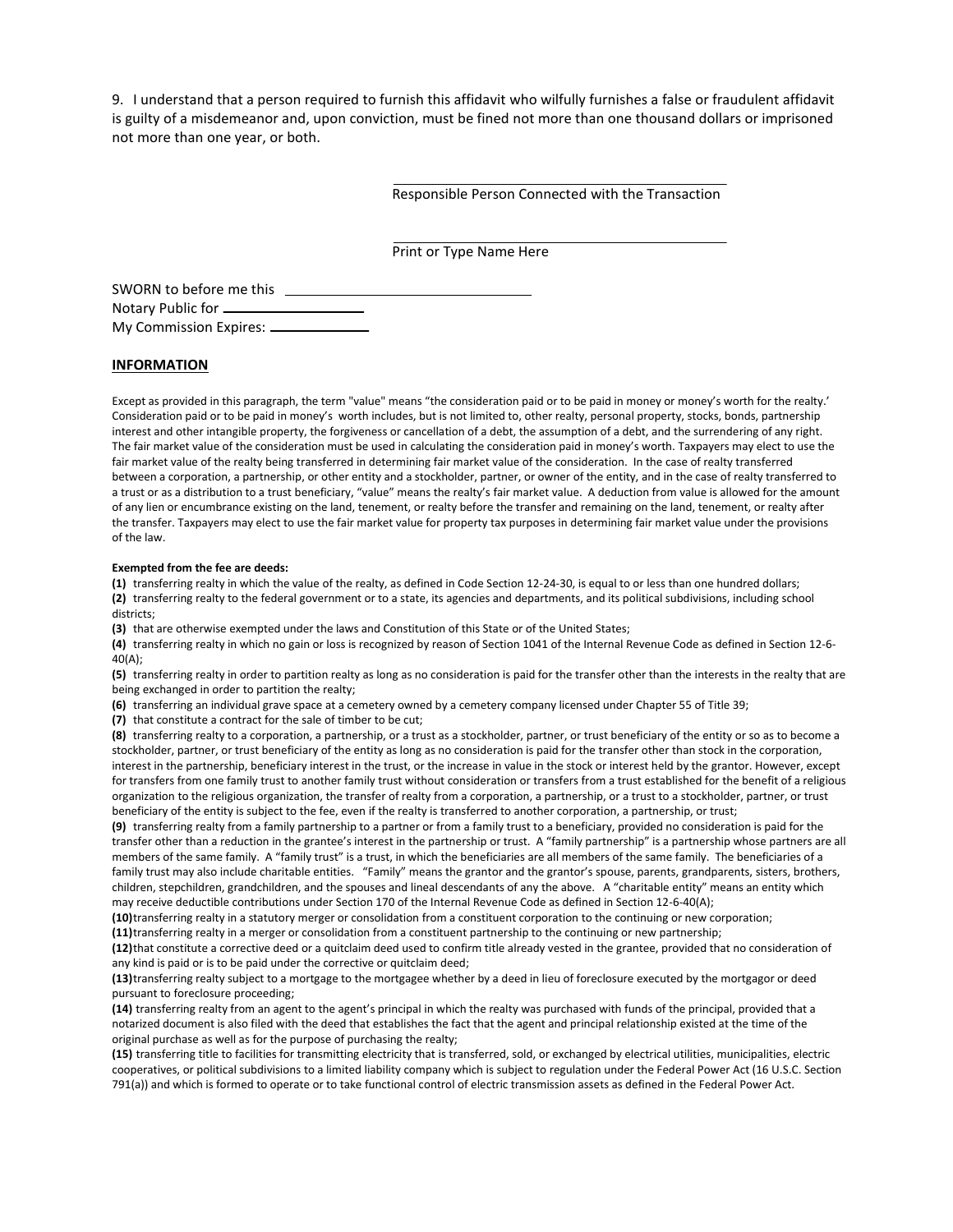9. I understand that a person required to furnish this affidavit who wilfully furnishes a false or fraudulent affidavit is guilty of a misdemeanor and, upon conviction, must be fined not more than one thousand dollars or imprisoned not more than one year, or both.

\_\_\_\_\_\_\_\_\_\_\_\_\_\_\_\_\_\_\_\_\_\_\_\_\_\_\_\_\_\_\_\_\_\_\_\_\_\_\_\_

Responsible Person Connected with the Transaction

\_\_\_\_\_\_\_\_\_\_\_\_\_\_\_\_\_\_\_\_\_\_\_\_\_\_\_\_\_\_\_\_\_\_\_\_\_\_\_\_

Print or Type Name Here

SWORN to before me this \_\_\_\_\_\_\_\_\_\_\_\_\_\_\_\_\_\_\_\_\_\_\_\_\_\_\_\_\_\_\_

Notary Public for \_\_\_\_\_\_\_\_\_\_\_\_\_\_\_\_\_\_\_\_

My Commission Expires: \_\_\_\_\_\_\_\_\_\_\_\_\_

## INFORMATION

Except as provided in this paragraph, the term "value" means "the consideration paid or to be paid in money or money's worth for the realty.' Consideration paid or to be paid in money's worth includes, but is not limited to, other realty, personal property, stocks, bonds, partnership interest and other intangible property, the forgiveness or cancellation of a debt, the assumption of a debt, and the surrendering of any right. The fair market value of the consideration must be used in calculating the consideration paid in money's worth. Taxpayers may elect to use the fair market value of the realty being transferred in determining fair market value of the consideration. In the case of realty transferred between a corporation, a partnership, or other entity and a stockholder, partner, or owner of the entity, and in the case of realty transferred to a trust or as a distribution to a trust beneficiary, "value" means the realty's fair market value. A deduction from value is allowed for the amount of any lien or encumbrance existing on the land, tenement, or realty before the transfer and remaining on the land, tenement, or realty after the transfer. Taxpayers may elect to use the fair market value for property tax purposes in determining fair market value under the provisions of the law.

**Exempted from the fee are deeds:**

**(1)** transferring realty in which the value of the realty, as defined in Code Section 12-24-30, is equal to or less than one hundred dollars;

**(2)** transferring realty to the federal government or to a state, its agencies and departments, and its political subdivisions, including school districts;

**(3)** that are otherwise exempted under the laws and Constitution of this State or of the United States;

**(4)** transferring realty in which no gain or loss is recognized by reason of Section 1041 of the Internal Revenue Code as defined in Section 12-6-40(A);

**(5)** transferring realty in order to partition realty as long as no consideration is paid for the transfer other than the interests in the realty that are being exchanged in order to partition the realty;

**(6)** transferring an individual grave space at a cemetery owned by a cemetery company licensed under Chapter 55 of Title 39;

**(7)** that constitute a contract for the sale of timber to be cut;

**(8)** transferring realty to a corporation, a partnership, or a trust as a stockholder, partner, or trust beneficiary of the entity or so as to become a stockholder, partner, or trust beneficiary of the entity as long as no consideration is paid for the transfer other than stock in the corporation, interest in the partnership, beneficiary interest in the trust, or the increase in value in the stock or interest held by the grantor. However, except for transfers from one family trust to another family trust without consideration or transfers from a trust established for the benefit of a religious organization to the religious organization, the transfer of realty from a corporation, a partnership, or a trust to a stockholder, partner, or trust beneficiary of the entity is subject to the fee, even if the realty is transferred to another corporation, a partnership, or trust;

**(9)** transferring realty from a family partnership to a partner or from a family trust to a beneficiary, provided no consideration is paid for the transfer other than a reduction in the grantee's interest in the partnership or trust. A "family partnership" is a partnership whose partners are all members of the same family. A "family trust" is a trust, in which the beneficiaries are all members of the same family. The beneficiaries of a family trust may also include charitable entities. "Family" means the grantor and the grantor's spouse, parents, grandparents, sisters, brothers, children, stepchildren, grandchildren, and the spouses and lineal descendants of any the above. A "charitable entity" means an entity which may receive deductible contributions under Section 170 of the Internal Revenue Code as defined in Section 12-6-40(A);

**(10)** transferring realty in a statutory merger or consolidation from a constituent corporation to the continuing or new corporation;

**(11)** transferring realty in a merger or consolidation from a constituent partnership to the continuing or new partnership;

**(12)** that constitute a corrective deed or a quitclaim deed used to confirm title already vested in the grantee, provided that no consideration of any kind is paid or is to be paid under the corrective or quitclaim deed;

**(13)** transferring realty subject to a mortgage to the mortgagee whether by a deed in lieu of foreclosure executed by the mortgagor or deed pursuant to foreclosure proceeding;

**(14)** transferring realty from an agent to the agent's principal in which the realty was purchased with funds of the principal, provided that a notarized document is also filed with the deed that establishes the fact that the agent and principal relationship existed at the time of the original purchase as well as for the purpose of purchasing the realty;

**(15)** transferring title to facilities for transmitting electricity that is transferred, sold, or exchanged by electrical utilities, municipalities, electric cooperatives, or political subdivisions to a limited liability company which is subject to regulation under the Federal Power Act (16 U.S.C. Section 791(a)) and which is formed to operate or to take functional control of electric transmission assets as defined in the Federal Power Act.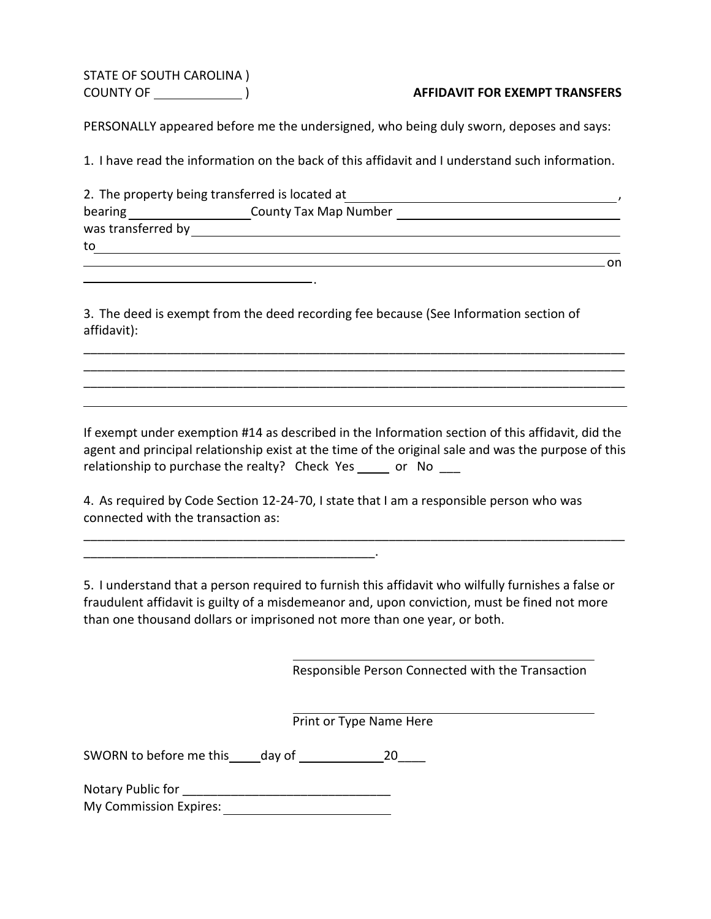STATE OF SOUTH CAROLINA )
COUNTY OF ____________ )

**AFFIDAVIT FOR EXEMPT TRANSFERS**

PERSONALLY appeared before me the undersigned, who being duly sworn, deposes and says:

1. I have read the information on the back of this affidavit and I understand such information.

2. The property being transferred is located at ______________________________________, bearing ________________ County Tax Map Number ______________________________ was transferred by ______________________________________________________________ to ______________________________________________________________________

______________________________________________________________________ on ________________________________.

3. The deed is exempt from the deed recording fee because (See Information section of affidavit):

______________________________________________________________________

______________________________________________________________________

______________________________________________________________________

______________________________________________________________________

If exempt under exemption #14 as described in the Information section of this affidavit, did the agent and principal relationship exist at the time of the original sale and was the purpose of this relationship to purchase the realty? Check Yes _____ or No ___

4. As required by Code Section 12-24-70, I state that I am a responsible person who was connected with the transaction as:

______________________________________________________________________

__________________________________________.

5. I understand that a person required to furnish this affidavit who wilfully furnishes a false or fraudulent affidavit is guilty of a misdemeanor and, upon conviction, must be fined not more than one thousand dollars or imprisoned not more than one year, or both.

______________________________________________
Responsible Person Connected with the Transaction

______________________________________________
Print or Type Name Here

SWORN to before me this_____day of ____________20____

Notary Public for ______________________________
My Commission Expires: ________________________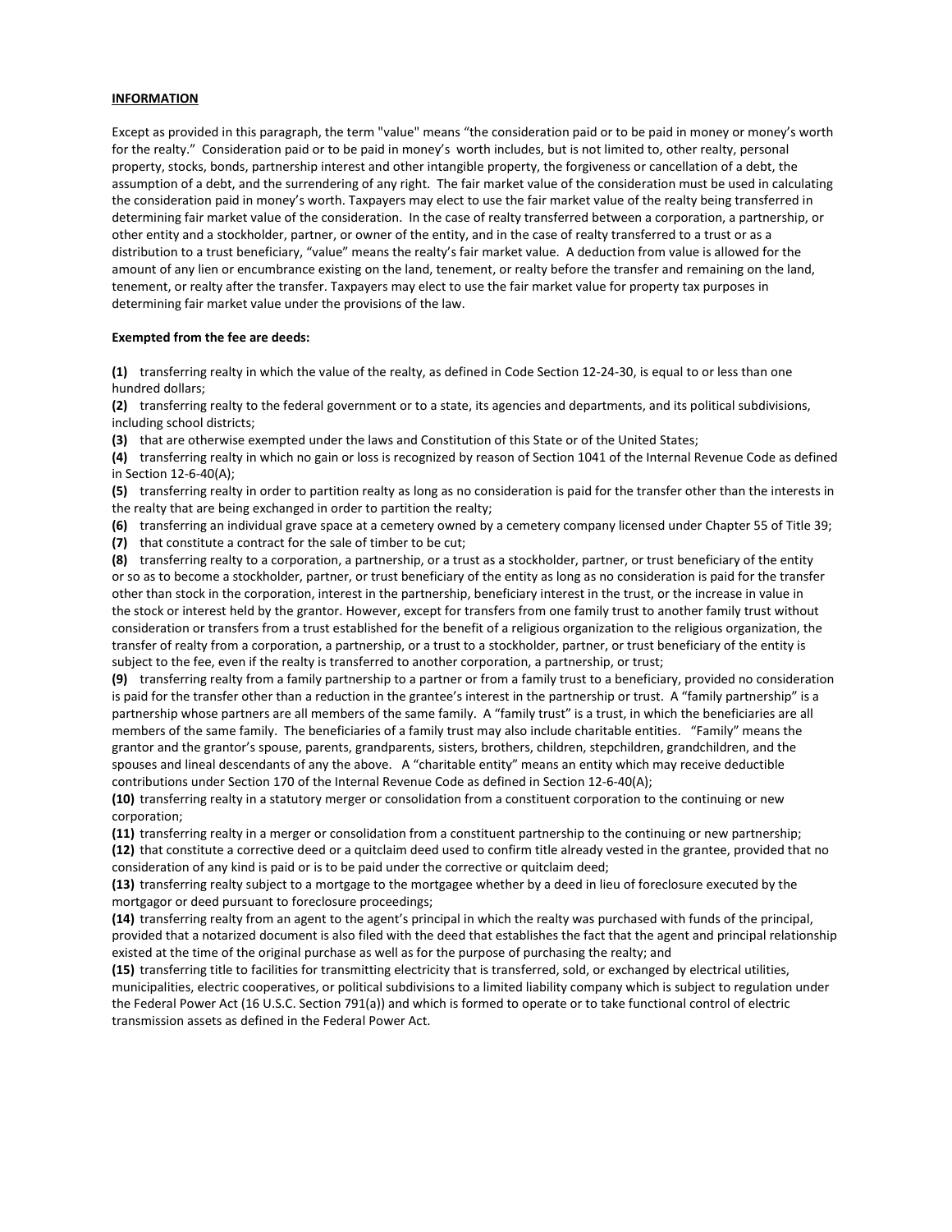**INFORMATION**

Except as provided in this paragraph, the term "value" means "the consideration paid or to be paid in money or money's worth for the realty." Consideration paid or to be paid in money's worth includes, but is not limited to, other realty, personal property, stocks, bonds, partnership interest and other intangible property, the forgiveness or cancellation of a debt, the assumption of a debt, and the surrendering of any right. The fair market value of the consideration must be used in calculating the consideration paid in money's worth. Taxpayers may elect to use the fair market value of the realty being transferred in determining fair market value of the consideration. In the case of realty transferred between a corporation, a partnership, or other entity and a stockholder, partner, or owner of the entity, and in the case of realty transferred to a trust or as a distribution to a trust beneficiary, "value" means the realty's fair market value. A deduction from value is allowed for the amount of any lien or encumbrance existing on the land, tenement, or realty before the transfer and remaining on the land, tenement, or realty after the transfer. Taxpayers may elect to use the fair market value for property tax purposes in determining fair market value under the provisions of the law.

**Exempted from the fee are deeds:**

**(1)** transferring realty in which the value of the realty, as defined in Code Section 12-24-30, is equal to or less than one hundred dollars;

**(2)** transferring realty to the federal government or to a state, its agencies and departments, and its political subdivisions, including school districts;

**(3)** that are otherwise exempted under the laws and Constitution of this State or of the United States;

**(4)** transferring realty in which no gain or loss is recognized by reason of Section 1041 of the Internal Revenue Code as defined in Section 12-6-40(A);

**(5)** transferring realty in order to partition realty as long as no consideration is paid for the transfer other than the interests in the realty that are being exchanged in order to partition the realty;

**(6)** transferring an individual grave space at a cemetery owned by a cemetery company licensed under Chapter 55 of Title 39;

**(7)** that constitute a contract for the sale of timber to be cut;

**(8)** transferring realty to a corporation, a partnership, or a trust as a stockholder, partner, or trust beneficiary of the entity or so as to become a stockholder, partner, or trust beneficiary of the entity as long as no consideration is paid for the transfer other than stock in the corporation, interest in the partnership, beneficiary interest in the trust, or the increase in value in the stock or interest held by the grantor. However, except for transfers from one family trust to another family trust without consideration or transfers from a trust established for the benefit of a religious organization to the religious organization, the transfer of realty from a corporation, a partnership, or a trust to a stockholder, partner, or trust beneficiary of the entity is subject to the fee, even if the realty is transferred to another corporation, a partnership, or trust;

**(9)** transferring realty from a family partnership to a partner or from a family trust to a beneficiary, provided no consideration is paid for the transfer other than a reduction in the grantee's interest in the partnership or trust. A "family partnership" is a partnership whose partners are all members of the same family. A "family trust" is a trust, in which the beneficiaries are all members of the same family. The beneficiaries of a family trust may also include charitable entities. "Family" means the grantor and the grantor's spouse, parents, grandparents, sisters, brothers, children, stepchildren, grandchildren, and the spouses and lineal descendants of any the above. A "charitable entity" means an entity which may receive deductible contributions under Section 170 of the Internal Revenue Code as defined in Section 12-6-40(A);

**(10)** transferring realty in a statutory merger or consolidation from a constituent corporation to the continuing or new corporation;

**(11)** transferring realty in a merger or consolidation from a constituent partnership to the continuing or new partnership;

**(12)** that constitute a corrective deed or a quitclaim deed used to confirm title already vested in the grantee, provided that no consideration of any kind is paid or is to be paid under the corrective or quitclaim deed;

**(13)** transferring realty subject to a mortgage to the mortgagee whether by a deed in lieu of foreclosure executed by the mortgagor or deed pursuant to foreclosure proceedings;

**(14)** transferring realty from an agent to the agent's principal in which the realty was purchased with funds of the principal, provided that a notarized document is also filed with the deed that establishes the fact that the agent and principal relationship existed at the time of the original purchase as well as for the purpose of purchasing the realty; and

**(15)** transferring title to facilities for transmitting electricity that is transferred, sold, or exchanged by electrical utilities, municipalities, electric cooperatives, or political subdivisions to a limited liability company which is subject to regulation under the Federal Power Act (16 U.S.C. Section 791(a)) and which is formed to operate or to take functional control of electric transmission assets as defined in the Federal Power Act.